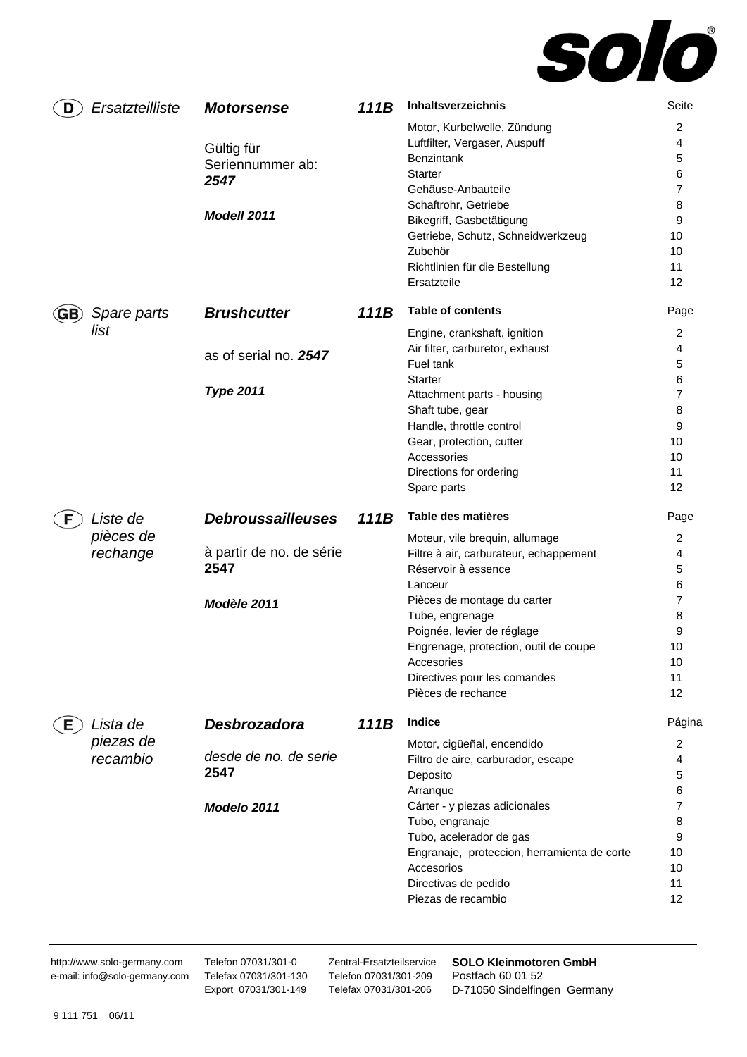**solo**®

## (D) Ersatzteilliste

**Motorsense** **111B**

Gültig für Seriennummer ab: ***2547***

***Modell 2011***

| Inhaltsverzeichnis | Seite |
|---|---|
| Motor, Kurbelwelle, Zündung | 2 |
| Luftfilter, Vergaser, Auspuff | 4 |
| Benzintank | 5 |
| Starter | 6 |
| Gehäuse-Anbauteile | 7 |
| Schaftrohr, Getriebe | 8 |
| Bikegriff, Gasbetätigung | 9 |
| Getriebe, Schutz, Schneidwerkzeug | 10 |
| Zubehör | 10 |
| Richtlinien für die Bestellung | 11 |
| Ersatzteile | 12 |

## (GB) Spare parts list

**Brushcutter** **111B**

as of serial no. ***2547***

***Type 2011***

| Table of contents | Page |
|---|---|
| Engine, crankshaft, ignition | 2 |
| Air filter, carburetor, exhaust | 4 |
| Fuel tank | 5 |
| Starter | 6 |
| Attachment parts - housing | 7 |
| Shaft tube, gear | 8 |
| Handle, throttle control | 9 |
| Gear, protection, cutter | 10 |
| Accessories | 10 |
| Directions for ordering | 11 |
| Spare parts | 12 |

## (F) Liste de pièces de rechange

**Debroussailleuses** **111B**

à partir de no. de série **2547**

***Modèle 2011***

| Table des matières | Page |
|---|---|
| Moteur, vile brequin, allumage | 2 |
| Filtre à air, carburateur, echappement | 4 |
| Réservoir à essence | 5 |
| Lanceur | 6 |
| Pièces de montage du carter | 7 |
| Tube, engrenage | 8 |
| Poignée, levier de réglage | 9 |
| Engrenage, protection, outil de coupe | 10 |
| Accesories | 10 |
| Directives pour les comandes | 11 |
| Pièces de rechance | 12 |

## (E) Lista de piezas de recambio

**Desbrozadora** **111B**

*desde de no. de serie* **2547**

***Modelo 2011***

| Indice | Página |
|---|---|
| Motor, cigüeñal, encendido | 2 |
| Filtro de aire, carburador, escape | 4 |
| Deposito | 5 |
| Arranque | 6 |
| Cárter - y piezas adicionales | 7 |
| Tubo, engranaje | 8 |
| Tubo, acelerador de gas | 9 |
| Engranaje, proteccion, herramienta de corte | 10 |
| Accesorios | 10 |
| Directivas de pedido | 11 |
| Piezas de recambio | 12 |

---

http://www.solo-germany.com
e-mail: info@solo-germany.com

Telefon 07031/301-0
Telefax 07031/301-130
Export 07031/301-149

Zentral-Ersatzteilservice
Telefon 07031/301-209
Telefax 07031/301-206

**SOLO Kleinmotoren GmbH**
Postfach 60 01 52
D-71050 Sindelfingen Germany

9 111 751 06/11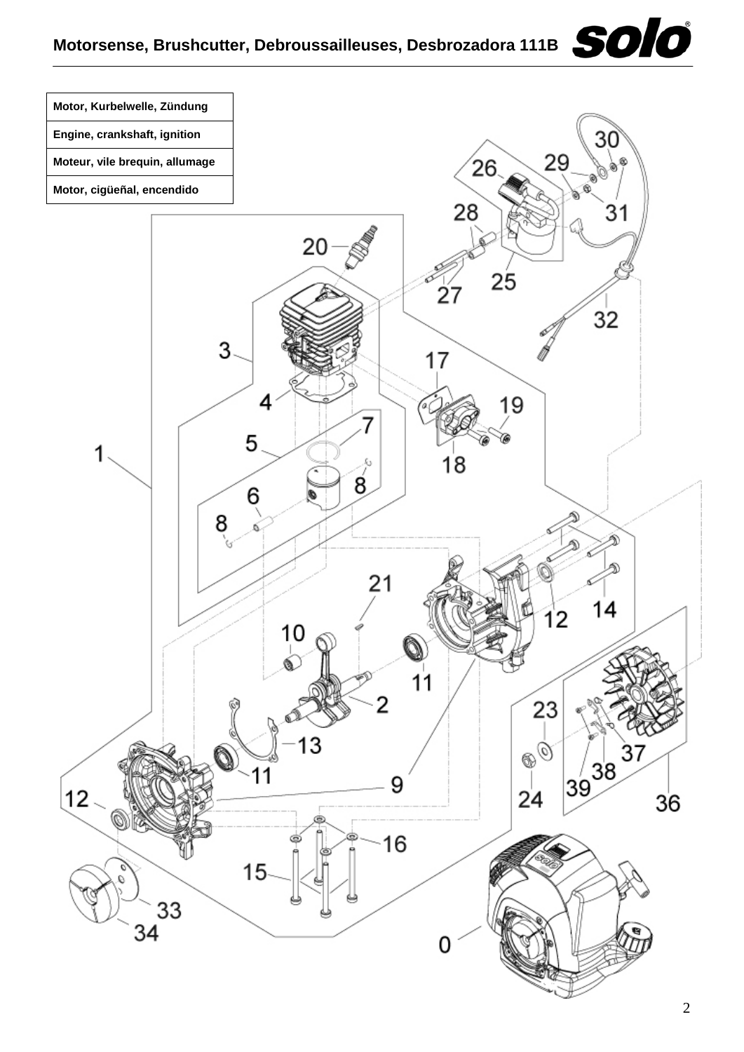| Motor, Kurbelwelle, Zündung |
| --- |
| Engine, crankshaft, ignition |
| Moteur, vile brequin, allumage |
| Motor, cigüeñal, encendido |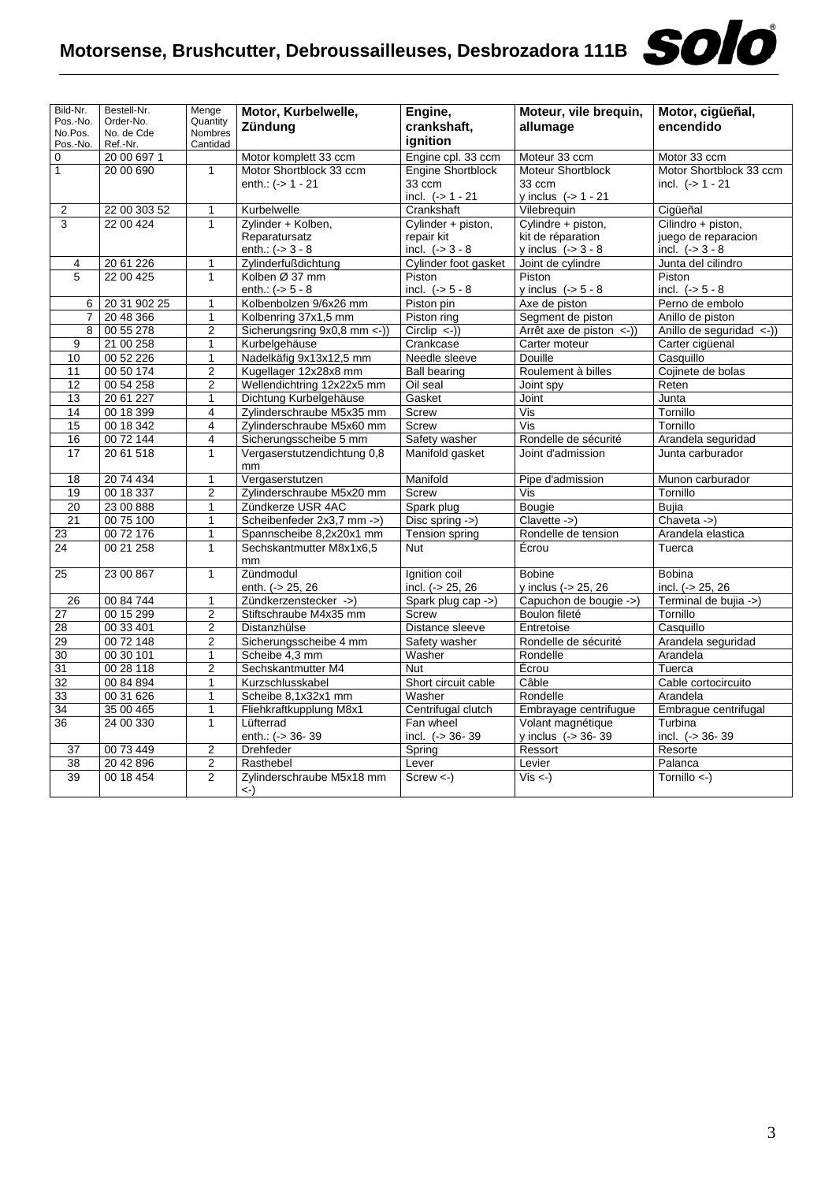# Motorsense, Brushcutter, Debroussailleuses, Desbrozadora 111B

| Bild-Nr. Pos.-No. No.Pos. Pos.-No. | Bestell-Nr. Order-No. No. de Cde Ref.-Nr. | Menge Quantity Nombres Cantidad | **Motor, Kurbelwelle, Zündung** | **Engine, crankshaft, ignition** | **Moteur, vile brequin, allumage** | **Motor, cigüeñal, encendido** |
|---|---|---|---|---|---|---|
| 0 | 20 00 697 1 | | Motor komplett 33 ccm | Engine cpl. 33 ccm | Moteur 33 ccm | Motor 33 ccm |
| 1 | 20 00 690 | 1 | Motor Shortblock 33 ccm enth.: (-> 1 - 21 | Engine Shortblock 33 ccm incl. (-> 1 - 21 | Moteur Shortblock 33 ccm y inclus (-> 1 - 21 | Motor Shortblock 33 ccm incl. (-> 1 - 21 |
| 2 | 22 00 303 52 | 1 | Kurbelwelle | Crankshaft | Vilebrequin | Cigüeñal |
| 3 | 22 00 424 | 1 | Zylinder + Kolben, Reparatursatz enth.: (-> 3 - 8 | Cylinder + piston, repair kit incl. (-> 3 - 8 | Cylindre + piston, kit de réparation y inclus (-> 3 - 8 | Cilindro + piston, juego de reparacion incl. (-> 3 - 8 |
| 4 | 20 61 226 | 1 | Zylinderfußdichtung | Cylinder foot gasket | Joint de cylindre | Junta del cilindro |
| 5 | 22 00 425 | 1 | Kolben Ø 37 mm enth.: (-> 5 - 8 | Piston incl. (-> 5 - 8 | Piston y inclus (-> 5 - 8 | Piston incl. (-> 5 - 8 |
| 6 | 20 31 902 25 | 1 | Kolbenbolzen 9/6x26 mm | Piston pin | Axe de piston | Perno de embolo |
| 7 | 20 48 366 | 1 | Kolbenring 37x1,5 mm | Piston ring | Segment de piston | Anillo de piston |
| 8 | 00 55 278 | 2 | Sicherungsring 9x0,8 mm <-)) | Circlip <-)) | Arrêt axe de piston <-)) | Anillo de seguridad <-)) |
| 9 | 21 00 258 | 1 | Kurbelgehäuse | Crankcase | Carter moteur | Carter cigüenal |
| 10 | 00 52 226 | 1 | Nadelkäfig 9x13x12,5 mm | Needle sleeve | Douille | Casquillo |
| 11 | 00 50 174 | 2 | Kugellager 12x28x8 mm | Ball bearing | Roulement à billes | Cojinete de bolas |
| 12 | 00 54 258 | 2 | Wellendichtring 12x22x5 mm | Oil seal | Joint spy | Reten |
| 13 | 20 61 227 | 1 | Dichtung Kurbelgehäuse | Gasket | Joint | Junta |
| 14 | 00 18 399 | 4 | Zylinderschraube M5x35 mm | Screw | Vis | Tornillo |
| 15 | 00 18 342 | 4 | Zylinderschraube M5x60 mm | Screw | Vis | Tornillo |
| 16 | 00 72 144 | 4 | Sicherungsscheibe 5 mm | Safety washer | Rondelle de sécurité | Arandela seguridad |
| 17 | 20 61 518 | 1 | Vergaserstutzendichtung 0,8 mm | Manifold gasket | Joint d'admission | Junta carburador |
| 18 | 20 74 434 | 1 | Vergaserstutzen | Manifold | Pipe d'admission | Munon carburador |
| 19 | 00 18 337 | 2 | Zylinderschraube M5x20 mm | Screw | Vis | Tornillo |
| 20 | 23 00 888 | 1 | Zündkerze USR 4AC | Spark plug | Bougie | Bujia |
| 21 | 00 75 100 | 1 | Scheibenfeder 2x3,7 mm ->) | Disc spring ->) | Clavette ->) | Chaveta ->) |
| 23 | 00 72 176 | 1 | Spannscheibe 8,2x20x1 mm | Tension spring | Rondelle de tension | Arandela elastica |
| 24 | 00 21 258 | 1 | Sechskantmutter M8x1x6,5 mm | Nut | Écrou | Tuerca |
| 25 | 23 00 867 | 1 | Zündmodul enth. (-> 25, 26 | Ignition coil incl. (-> 25, 26 | Bobine y inclus (-> 25, 26 | Bobina incl. (-> 25, 26 |
| 26 | 00 84 744 | 1 | Zündkerzenstecker ->) | Spark plug cap ->) | Capuchon de bougie ->) | Terminal de bujia ->) |
| 27 | 00 15 299 | 2 | Stiftschraube M4x35 mm | Screw | Boulon fileté | Tornillo |
| 28 | 00 33 401 | 2 | Distanzhülse | Distance sleeve | Entretoise | Casquillo |
| 29 | 00 72 148 | 2 | Sicherungsscheibe 4 mm | Safety washer | Rondelle de sécurité | Arandela seguridad |
| 30 | 00 30 101 | 1 | Scheibe 4,3 mm | Washer | Rondelle | Arandela |
| 31 | 00 28 118 | 2 | Sechskantmutter M4 | Nut | Écrou | Tuerca |
| 32 | 00 84 894 | 1 | Kurzschlusskabel | Short circuit cable | Câble | Cable cortocircuito |
| 33 | 00 31 626 | 1 | Scheibe 8,1x32x1 mm | Washer | Rondelle | Arandela |
| 34 | 35 00 465 | 1 | Fliehkraftkupplung M8x1 | Centrifugal clutch | Embrayage centrifugue | Embrague centrifugal |
| 36 | 24 00 330 | 1 | Lüfterrad enth.: (-> 36- 39 | Fan wheel incl. (-> 36- 39 | Volant magnétique y inclus (-> 36- 39 | Turbina incl. (-> 36- 39 |
| 37 | 00 73 449 | 2 | Drehfeder | Spring | Ressort | Resorte |
| 38 | 20 42 896 | 2 | Rasthebel | Lever | Levier | Palanca |
| 39 | 00 18 454 | 2 | Zylinderschraube M5x18 mm <-) | Screw <-) | Vis <-) | Tornillo <-) |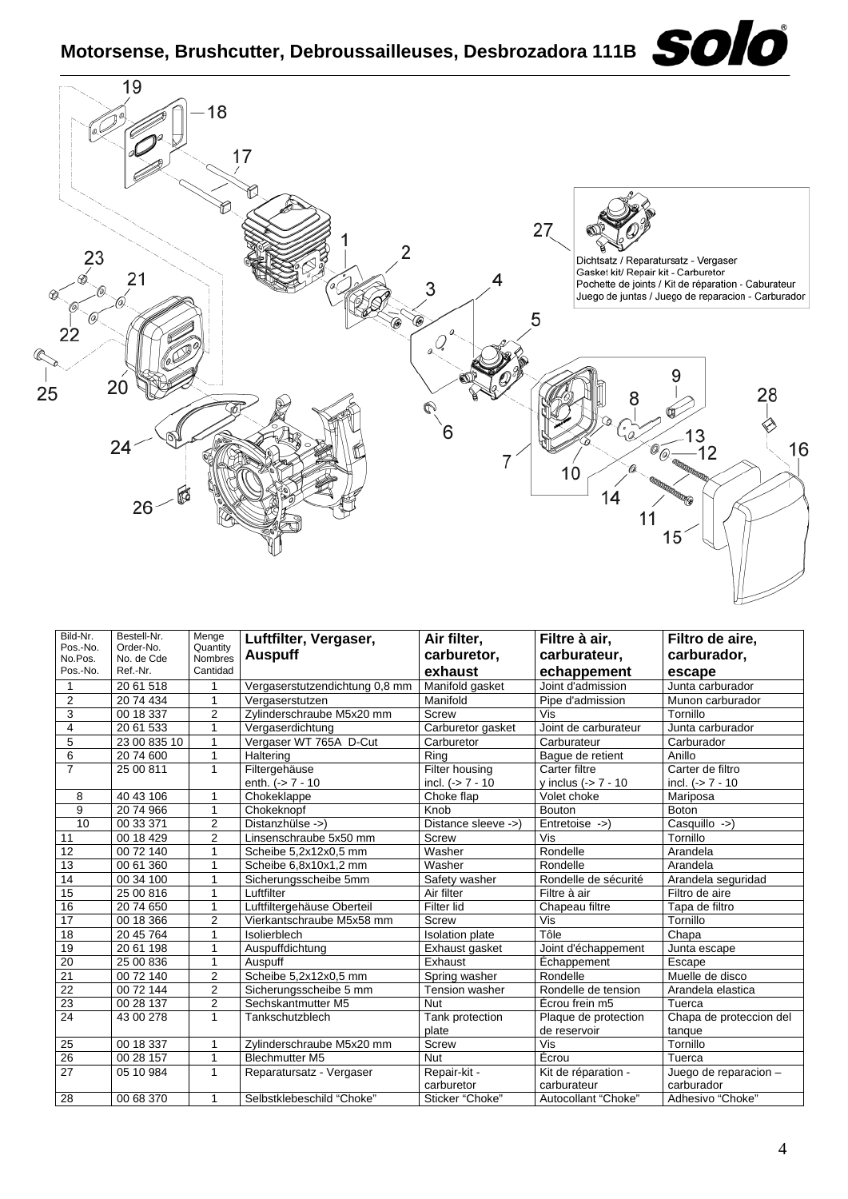# Motorsense, Brushcutter, Debroussailleuses, Desbrozadora 111B

Dichtsatz / Reparatursatz - Vergaser
Gasket kit/ Repair kit - Carburetor
Pochette de joints / Kit de réparation - Caburateur
Juego de juntas / Juego de reparacion - Carburador

| Bild-Nr. Pos.-No. No.Pos. Pos.-No. | Bestell-Nr. Order-No. No. de Cde Ref.-Nr. | Menge Quantity Nombres Cantidad | Luftfilter, Vergaser, Auspuff | Air filter, carburetor, exhaust | Filtre à air, carburateur, echappement | Filtro de aire, carburador, escape |
|---|---|---|---|---|---|---|
| 1 | 20 61 518 | 1 | Vergaserstutzendichtung 0,8 mm | Manifold gasket | Joint d'admission | Junta carburador |
| 2 | 20 74 434 | 1 | Vergaserstutzen | Manifold | Pipe d'admission | Munon carburador |
| 3 | 00 18 337 | 2 | Zylinderschraube M5x20 mm | Screw | Vis | Tornillo |
| 4 | 20 61 533 | 1 | Vergaserdichtung | Carburetor gasket | Joint de carburateur | Junta carburador |
| 5 | 23 00 835 10 | 1 | Vergaser WT 765A D-Cut | Carburetor | Carburateur | Carburador |
| 6 | 20 74 600 | 1 | Haltering | Ring | Bague de retient | Anillo |
| 7 | 25 00 811 | 1 | Filtergehäuse enth. (-> 7 - 10 | Filter housing incl. (-> 7 - 10 | Carter filtre y inclus (-> 7 - 10 | Carter de filtro incl. (-> 7 - 10 |
| 8 | 40 43 106 | 1 | Chokeklappe | Choke flap | Volet choke | Mariposa |
| 9 | 20 74 966 | 1 | Chokeknopf | Knob | Bouton | Boton |
| 10 | 00 33 371 | 2 | Distanzhülse ->) | Distance sleeve ->) | Entretoise ->) | Casquillo ->) |
| 11 | 00 18 429 | 2 | Linsenschraube 5x50 mm | Screw | Vis | Tornillo |
| 12 | 00 72 140 | 1 | Scheibe 5,2x12x0,5 mm | Washer | Rondelle | Arandela |
| 13 | 00 61 360 | 1 | Scheibe 6,8x10x1,2 mm | Washer | Rondelle | Arandela |
| 14 | 00 34 100 | 1 | Sicherungsscheibe 5mm | Safety washer | Rondelle de sécurité | Arandela seguridad |
| 15 | 25 00 816 | 1 | Luftfilter | Air filter | Filtre à air | Filtro de aire |
| 16 | 20 74 650 | 1 | Luftfiltergehäuse Oberteil | Filter lid | Chapeau filtre | Tapa de filtro |
| 17 | 00 18 366 | 2 | Vierkantschraube M5x58 mm | Screw | Vis | Tornillo |
| 18 | 20 45 764 | 1 | Isolierblech | Isolation plate | Tôle | Chapa |
| 19 | 20 61 198 | 1 | Auspuffdichtung | Exhaust gasket | Joint d'échappement | Junta escape |
| 20 | 25 00 836 | 1 | Auspuff | Exhaust | Échappement | Escape |
| 21 | 00 72 140 | 2 | Scheibe 5,2x12x0,5 mm | Spring washer | Rondelle | Muelle de disco |
| 22 | 00 72 144 | 2 | Sicherungsscheibe 5 mm | Tension washer | Rondelle de tension | Arandela elastica |
| 23 | 00 28 137 | 2 | Sechskantmutter M5 | Nut | Écrou frein m5 | Tuerca |
| 24 | 43 00 278 | 1 | Tankschutzblech | Tank protection plate | Plaque de protection de reservoir | Chapa de proteccion del tanque |
| 25 | 00 18 337 | 1 | Zylinderschraube M5x20 mm | Screw | Vis | Tornillo |
| 26 | 00 28 157 | 1 | Blechmutter M5 | Nut | Écrou | Tuerca |
| 27 | 05 10 984 | 1 | Reparatursatz - Vergaser | Repair-kit - carburetor | Kit de réparation - carburateur | Juego de reparacion – carburador |
| 28 | 00 68 370 | 1 | Selbstklebeschild "Choke" | Sticker "Choke" | Autocollant "Choke" | Adhesivo "Choke" |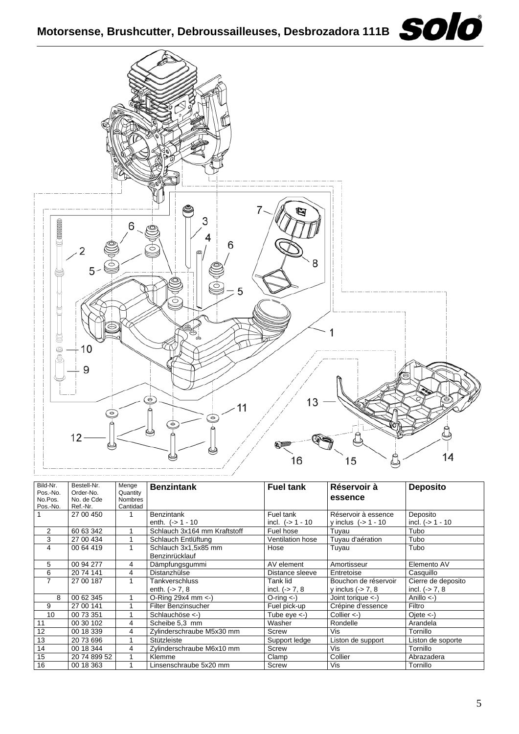# Motorsense, Brushcutter, Debroussailleuses, Desbrozadora 111B

| Bild-Nr. Pos.-No. No.Pos. Pos.-No. | Bestell-Nr. Order-No. No. de Cde Ref.-Nr. | Menge Quantity Nombres Cantidad | Benzintank | Fuel tank | Réservoir à essence | Deposito |
|---|---|---|---|---|---|---|
| 1 | 27 00 450 | 1 | Benzintank enth. (-> 1 - 10 | Fuel tank incl. (-> 1 - 10 | Réservoir à essence y inclus (-> 1 - 10 | Deposito incl. (-> 1 - 10 |
| 2 | 60 63 342 | 1 | Schlauch 3x164 mm Kraftstoff | Fuel hose | Tuyau | Tubo |
| 3 | 27 00 434 | 1 | Schlauch Entlüftung | Ventilation hose | Tuyau d'aération | Tubo |
| 4 | 00 64 419 | 1 | Schlauch 3x1,5x85 mm Benzinrücklauf | Hose | Tuyau | Tubo |
| 5 | 00 94 277 | 4 | Dämpfungsgummi | AV element | Amortisseur | Elemento AV |
| 6 | 20 74 141 | 4 | Distanzhülse | Distance sleeve | Entretoise | Casquillo |
| 7 | 27 00 187 | 1 | Tankverschluss enth. (-> 7, 8 | Tank lid incl. (-> 7, 8 | Bouchon de réservoir y inclus (-> 7, 8 | Cierre de deposito incl. (-> 7, 8 |
| 8 | 00 62 345 | 1 | O-Ring 29x4 mm <-) | O-ring <-) | Joint torique <-) | Anillo <-) |
| 9 | 27 00 141 | 1 | Filter Benzinsucher | Fuel pick-up | Crépine d'essence | Filtro |
| 10 | 00 73 351 | 1 | Schlauchöse <-) | Tube eye <-) | Collier <-) | Ojete <-) |
| 11 | 00 30 102 | 4 | Scheibe 5,3 mm | Washer | Rondelle | Arandela |
| 12 | 00 18 339 | 4 | Zylinderschraube M5x30 mm | Screw | Vis | Tornillo |
| 13 | 20 73 696 | 1 | Stützleiste | Support ledge | Liston de support | Liston de soporte |
| 14 | 00 18 344 | 4 | Zylinderschraube M6x10 mm | Screw | Vis | Tornillo |
| 15 | 20 74 899 52 | 1 | Klemme | Clamp | Collier | Abrazadera |
| 16 | 00 18 363 | 1 | Linsenschraube 5x20 mm | Screw | Vis | Tornillo |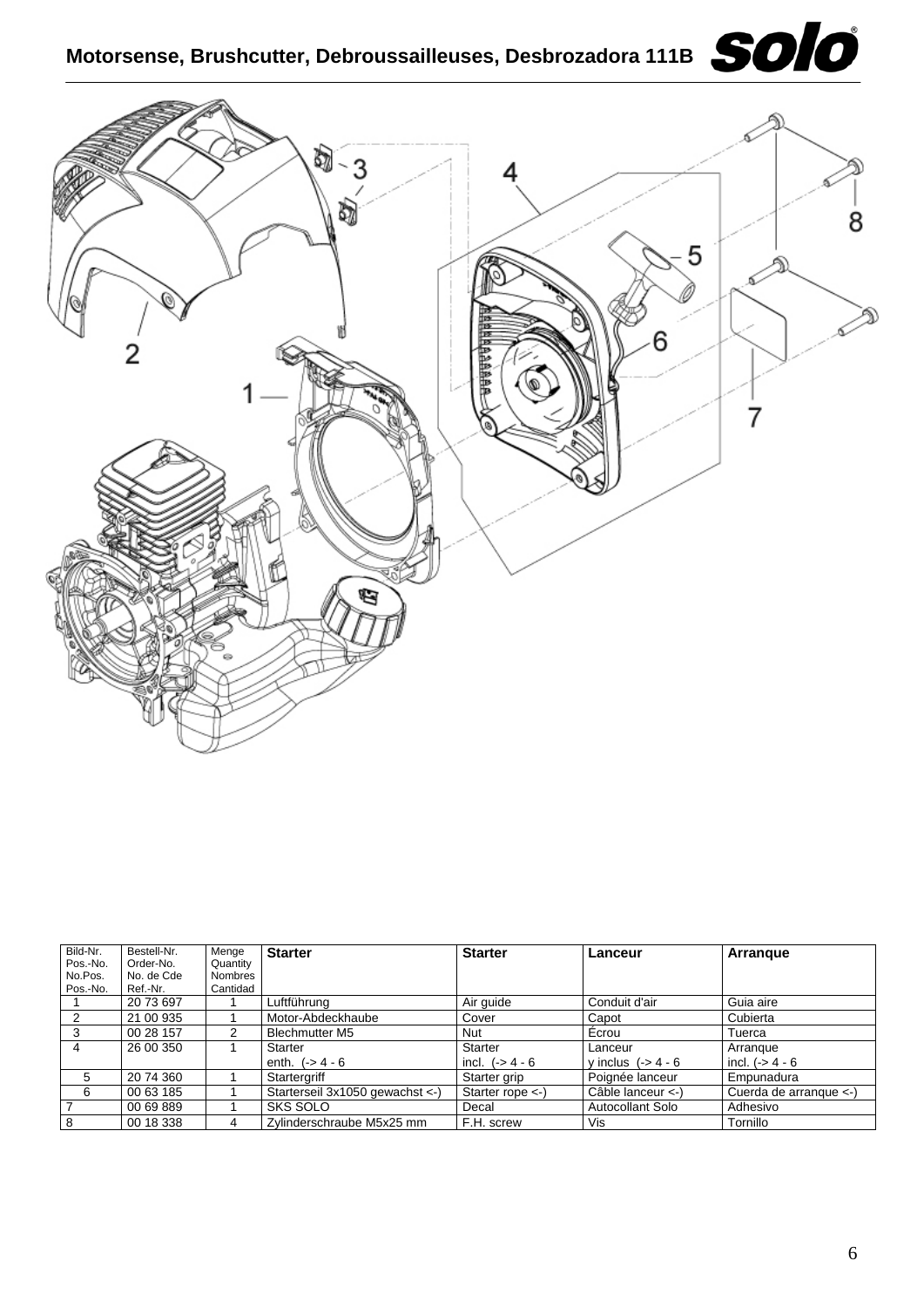# Motorsense, Brushcutter, Debroussailleuses, Desbrozadora 111B

| Bild-Nr. Pos.-No. No.Pos. Pos.-No. | Bestell-Nr. Order-No. No. de Cde Ref.-Nr. | Menge Quantity Nombres Cantidad | **Starter** | **Starter** | **Lanceur** | **Arranque** |
|---|---|---|---|---|---|---|
| 1 | 20 73 697 | 1 | Luftführung | Air guide | Conduit d'air | Guia aire |
| 2 | 21 00 935 | 1 | Motor-Abdeckhaube | Cover | Capot | Cubierta |
| 3 | 00 28 157 | 2 | Blechmutter M5 | Nut | Écrou | Tuerca |
| 4 | 26 00 350 | 1 | Starter enth. (-> 4 - 6 | Starter incl. (-> 4 - 6 | Lanceur y inclus (-> 4 - 6 | Arranque incl. (-> 4 - 6 |
| 5 | 20 74 360 | 1 | Startergriff | Starter grip | Poignée lanceur | Empunadura |
| 6 | 00 63 185 | 1 | Starterseil 3x1050 gewachst <-) | Starter rope <-) | Câble lanceur <-) | Cuerda de arranque <-) |
| 7 | 00 69 889 | 1 | SKS SOLO | Decal | Autocollant Solo | Adhesivo |
| 8 | 00 18 338 | 4 | Zylinderschraube M5x25 mm | F.H. screw | Vis | Tornillo |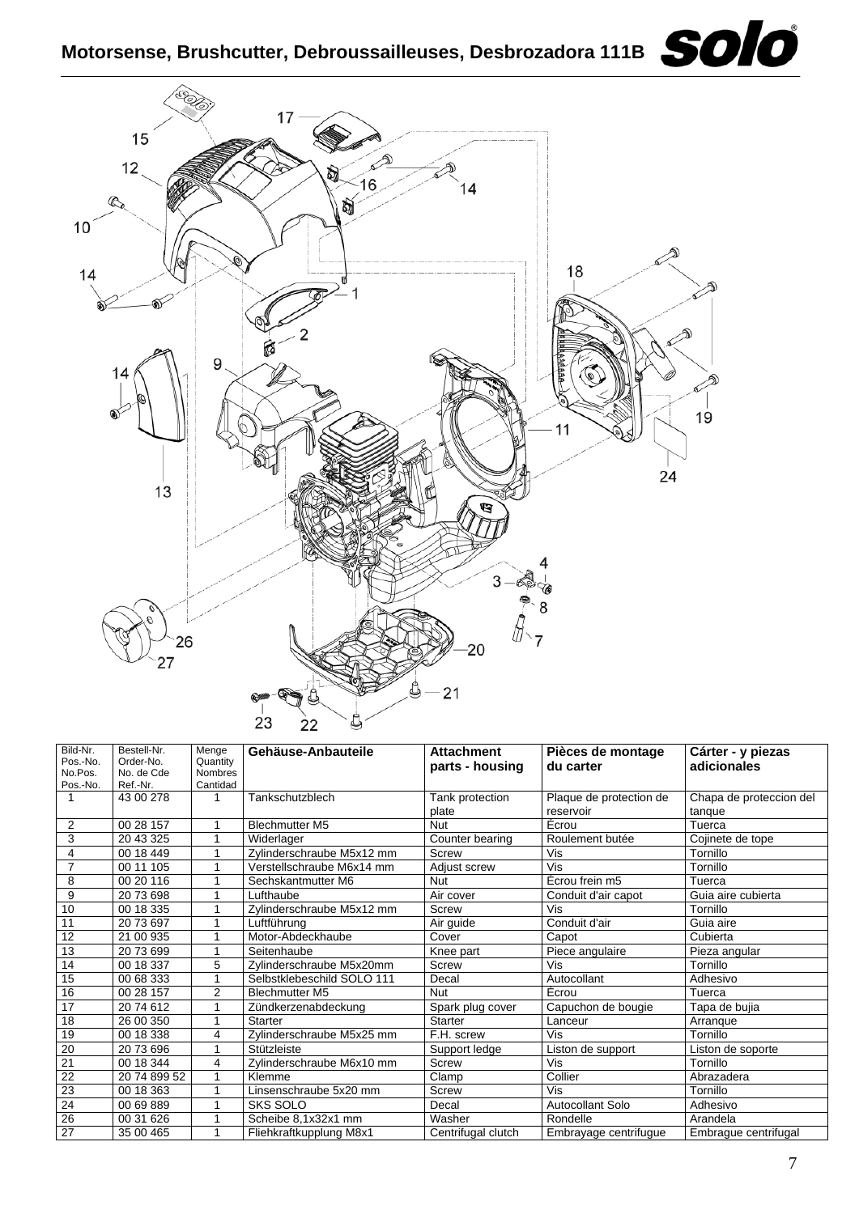# Motorsense, Brushcutter, Debroussailleuses, Desbrozadora 111B

| Bild-Nr. Pos.-No. No.Pos. Pos.-No. | Bestell-Nr. Order-No. No. de Cde Ref.-Nr. | Menge Quantity Nombres Cantidad | Gehäuse-Anbauteile | Attachment parts - housing | Pièces de montage du carter | Cárter - y piezas adicionales |
|---|---|---|---|---|---|---|
| 1 | 43 00 278 | 1 | Tankschutzblech | Tank protection plate | Plaque de protection de reservoir | Chapa de proteccion del tanque |
| 2 | 00 28 157 | 1 | Blechmutter M5 | Nut | Écrou | Tuerca |
| 3 | 20 43 325 | 1 | Widerlager | Counter bearing | Roulement butée | Cojinete de tope |
| 4 | 00 18 449 | 1 | Zylinderschraube M5x12 mm | Screw | Vis | Tornillo |
| 7 | 00 11 105 | 1 | Verstellschraube M6x14 mm | Adjust screw | Vis | Tornillo |
| 8 | 00 20 116 | 1 | Sechskantmutter M6 | Nut | Écrou frein m5 | Tuerca |
| 9 | 20 73 698 | 1 | Lufthaube | Air cover | Conduit d'air capot | Guia aire cubierta |
| 10 | 00 18 335 | 1 | Zylinderschraube M5x12 mm | Screw | Vis | Tornillo |
| 11 | 20 73 697 | 1 | Luftführung | Air guide | Conduit d'air | Guia aire |
| 12 | 21 00 935 | 1 | Motor-Abdeckhaube | Cover | Capot | Cubierta |
| 13 | 20 73 699 | 1 | Seitenhaube | Knee part | Piece angulaire | Pieza angular |
| 14 | 00 18 337 | 5 | Zylinderschraube M5x20mm | Screw | Vis | Tornillo |
| 15 | 00 68 333 | 1 | Selbstklebeschild SOLO 111 | Decal | Autocollant | Adhesivo |
| 16 | 00 28 157 | 2 | Blechmutter M5 | Nut | Écrou | Tuerca |
| 17 | 20 74 612 | 1 | Zündkerzenabdeckung | Spark plug cover | Capuchon de bougie | Tapa de bujia |
| 18 | 26 00 350 | 1 | Starter | Starter | Lanceur | Arranque |
| 19 | 00 18 338 | 4 | Zylinderschraube M5x25 mm | F.H. screw | Vis | Tornillo |
| 20 | 20 73 696 | 1 | Stützleiste | Support ledge | Liston de support | Liston de soporte |
| 21 | 00 18 344 | 4 | Zylinderschraube M6x10 mm | Screw | Vis | Tornillo |
| 22 | 20 74 899 52 | 1 | Klemme | Clamp | Collier | Abrazadera |
| 23 | 00 18 363 | 1 | Linsenschraube 5x20 mm | Screw | Vis | Tornillo |
| 24 | 00 69 889 | 1 | SKS SOLO | Decal | Autocollant Solo | Adhesivo |
| 26 | 00 31 626 | 1 | Scheibe 8,1x32x1 mm | Washer | Rondelle | Arandela |
| 27 | 35 00 465 | 1 | Fliehkraftkupplung M8x1 | Centrifugal clutch | Embrayage centrifugue | Embrague centrifugal |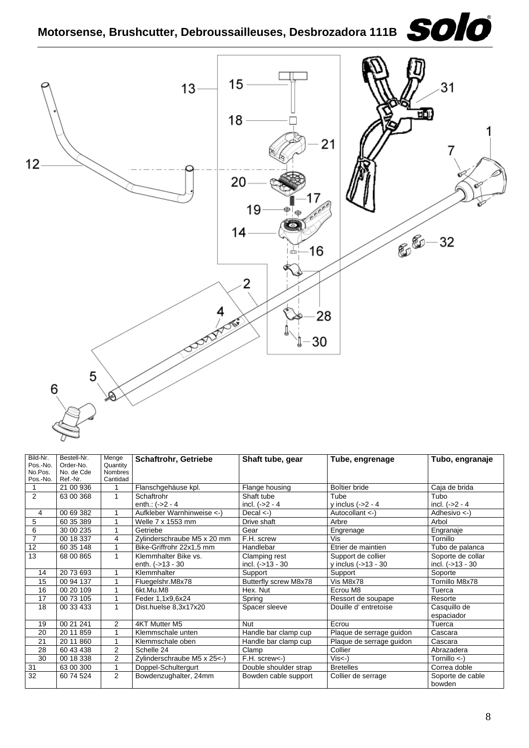# Motorsense, Brushcutter, Debroussailleuses, Desbrozadora 111B

| Bild-Nr. Pos.-No. No.Pos. Pos.-No. | Bestell-Nr. Order-No. No. de Cde Ref.-Nr. | Menge Quantity Nombres Cantidad | Schaftrohr, Getriebe | Shaft tube, gear | Tube, engrenage | Tubo, engranaje |
|---|---|---|---|---|---|---|
| 1 | 21 00 936 | 1 | Flanschgehäuse kpl. | Flange housing | Boîtier bride | Caja de brida |
| 2 | 63 00 368 | 1 | Schaftrohr enth.: (->2 - 4 | Shaft tube incl. (->2 - 4 | Tube y inclus (->2 - 4 | Tubo incl. (->2 - 4 |
| 4 | 00 69 382 | 1 | Aufkleber Warnhinweise <-) | Decal <-) | Autocollant <-) | Adhesivo <-) |
| 5 | 60 35 389 | 1 | Welle 7 x 1553 mm | Drive shaft | Arbre | Arbol |
| 6 | 30 00 235 | 1 | Getriebe | Gear | Engrenage | Engranaje |
| 7 | 00 18 337 | 4 | Zylinderschraube M5 x 20 mm | F.H. screw | Vis | Tornillo |
| 12 | 60 35 148 | 1 | Bike-Griffrohr 22x1,5 mm | Handlebar | Etrier de maintien | Tubo de palanca |
| 13 | 68 00 865 | 1 | Klemmhalter Bike vs. enth. (->13 - 30 | Clamping rest incl. (->13 - 30 | Support de collier y inclus (->13 - 30 | Soporte de collar incl. (->13 - 30 |
| 14 | 20 73 693 | 1 | Klemmhalter | Support | Support | Soporte |
| 15 | 00 94 137 | 1 | Fluegelshr.M8x78 | Butterfly screw M8x78 | Vis M8x78 | Tornillo M8x78 |
| 16 | 00 20 109 | 1 | 6kt.Mu.M8 | Hex. Nut | Ecrou M8 | Tuerca |
| 17 | 00 73 105 | 1 | Feder 1,1x9,6x24 | Spring | Ressort de soupape | Resorte |
| 18 | 00 33 433 | 1 | Dist.huelse 8,3x17x20 | Spacer sleeve | Douille d' entretoise | Casquillo de espaciador |
| 19 | 00 21 241 | 2 | 4KT Mutter M5 | Nut | Ecrou | Tuerca |
| 20 | 20 11 859 | 1 | Klemmschale unten | Handle bar clamp cup | Plaque de serrage guidon | Cascara |
| 21 | 20 11 860 | 1 | Klemmschale oben | Handle bar clamp cup | Plaque de serrage guidon | Cascara |
| 28 | 60 43 438 | 2 | Schelle 24 | Clamp | Collier | Abrazadera |
| 30 | 00 18 338 | 2 | Zylinderschraube M5 x 25<-) | F.H. screw<-) | Vis<-) | Tornillo <-) |
| 31 | 63 00 300 | 1 | Doppel-Schultergurt | Double shoulder strap | Bretelles | Correa doble |
| 32 | 60 74 524 | 2 | Bowdenzughalter, 24mm | Bowden cable support | Collier de serrage | Soporte de cable bowden |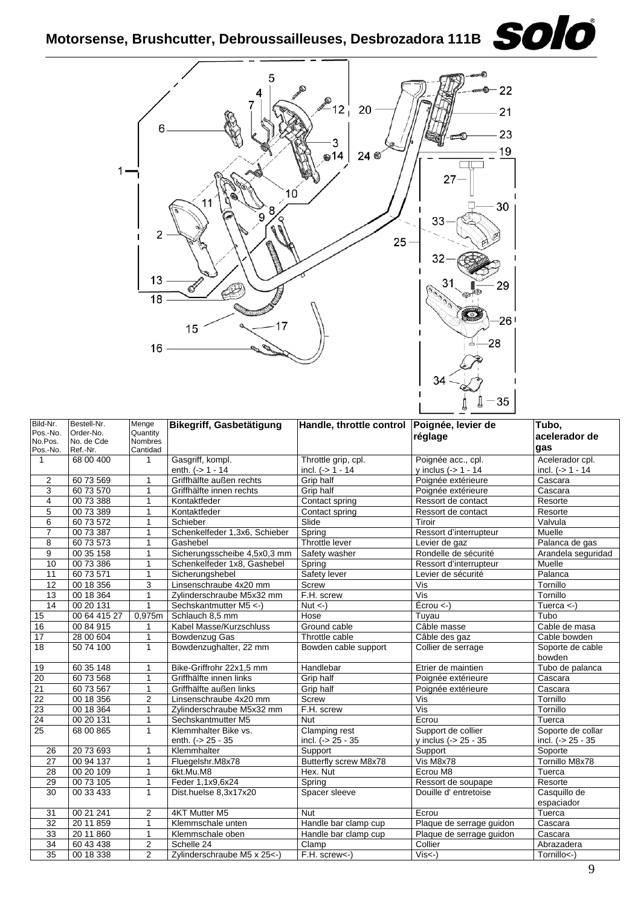# Motorsense, Brushcutter, Debroussailleuses, Desbrozadora 111B

| Bild-Nr. Pos.-No. No.Pos. Pos.-No. | Bestell-Nr. Order-No. No. de Cde Ref.-Nr. | Menge Quantity Nombres Cantidad | **Bikegriff, Gasbetätigung** | **Handle, throttle control** | **Poignée, levier de réglage** | **Tubo, acelerador de gas** |
|---|---|---|---|---|---|---|
| 1 | 68 00 400 | 1 | Gasgriff, kompl. enth. (-> 1 - 14 | Throttle grip, cpl. incl. (-> 1 - 14 | Poignée acc., cpl. y inclus (-> 1 - 14 | Acelerador cpl. incl. (-> 1 - 14 |
| 2 | 60 73 569 | 1 | Griffhälfte außen rechts | Grip half | Poignée extérieure | Cascara |
| 3 | 60 73 570 | 1 | Griffhälfte innen rechts | Grip half | Poignée extérieure | Cascara |
| 4 | 00 73 388 | 1 | Kontaktfeder | Contact spring | Ressort de contact | Resorte |
| 5 | 00 73 389 | 1 | Kontaktfeder | Contact spring | Ressort de contact | Resorte |
| 6 | 60 73 572 | 1 | Schieber | Slide | Tiroir | Valvula |
| 7 | 00 73 387 | 1 | Schenkelfeder 1,3x6, Schieber | Spring | Ressort d'interrupteur | Muelle |
| 8 | 60 73 573 | 1 | Gashebel | Throttle lever | Levier de gaz | Palanca de gas |
| 9 | 00 35 158 | 1 | Sicherungsscheibe 4,5x0,3 mm | Safety washer | Rondelle de sécurité | Arandela seguridad |
| 10 | 00 73 386 | 1 | Schenkelfeder 1x8, Gashebel | Spring | Ressort d'interrupteur | Muelle |
| 11 | 60 73 571 | 1 | Sicherungshebel | Safety lever | Levier de sécurité | Palanca |
| 12 | 00 18 356 | 3 | Linsenschraube 4x20 mm | Screw | Vis | Tornillo |
| 13 | 00 18 364 | 1 | Zylinderschraube M5x32 mm | F.H. screw | Vis | Tornillo |
| 14 | 00 20 131 | 1 | Sechskantmutter M5 <-) | Nut <-) | Écrou <-) | Tuerca <-) |
| 15 | 00 64 415 27 | 0,975m | Schlauch 8,5 mm | Hose | Tuyau | Tubo |
| 16 | 00 84 915 | 1 | Kabel Masse/Kurzschluss | Ground cable | Câble masse | Cable de masa |
| 17 | 28 00 604 | 1 | Bowdenzug Gas | Throttle cable | Câble des gaz | Cable bowden |
| 18 | 50 74 100 | 1 | Bowdenzughalter, 22 mm | Bowden cable support | Collier de serrage | Soporte de cable bowden |
| 19 | 60 35 148 | 1 | Bike-Griffrohr 22x1,5 mm | Handlebar | Etrier de maintien | Tubo de palanca |
| 20 | 60 73 568 | 1 | Griffhälfte innen links | Grip half | Poignée extérieure | Cascara |
| 21 | 60 73 567 | 1 | Griffhälfte außen links | Grip half | Poignée extérieure | Cascara |
| 22 | 00 18 356 | 2 | Linsenschraube 4x20 mm | Screw | Vis | Tornillo |
| 23 | 00 18 364 | 1 | Zylinderschraube M5x32 mm | F.H. screw | Vis | Tornillo |
| 24 | 00 20 131 | 1 | Sechskantmutter M5 | Nut | Ecrou | Tuerca |
| 25 | 68 00 865 | 1 | Klemmhalter Bike vs. enth. (-> 25 - 35 | Clamping rest incl. (-> 25 - 35 | Support de collier y inclus (-> 25 - 35 | Soporte de collar incl. (-> 25 - 35 |
| 26 | 20 73 693 | 1 | Klemmhalter | Support | Support | Soporte |
| 27 | 00 94 137 | 1 | Fluegelshr.M8x78 | Butterfly screw M8x78 | Vis M8x78 | Tornillo M8x78 |
| 28 | 00 20 109 | 1 | 6kt.Mu.M8 | Hex. Nut | Ecrou M8 | Tuerca |
| 29 | 00 73 105 | 1 | Feder 1,1x9,6x24 | Spring | Ressort de soupape | Resorte |
| 30 | 00 33 433 | 1 | Dist.huelse 8,3x17x20 | Spacer sleeve | Douille d' entretoise | Casquillo de espaciador |
| 31 | 00 21 241 | 2 | 4KT Mutter M5 | Nut | Ecrou | Tuerca |
| 32 | 20 11 859 | 1 | Klemmschale unten | Handle bar clamp cup | Plaque de serrage guidon | Cascara |
| 33 | 20 11 860 | 1 | Klemmschale oben | Handle bar clamp cup | Plaque de serrage guidon | Cascara |
| 34 | 60 43 438 | 2 | Schelle 24 | Clamp | Collier | Abrazadera |
| 35 | 00 18 338 | 2 | Zylinderschraube M5 x 25<-) | F.H. screw<-) | Vis<-) | Tornillo<-) |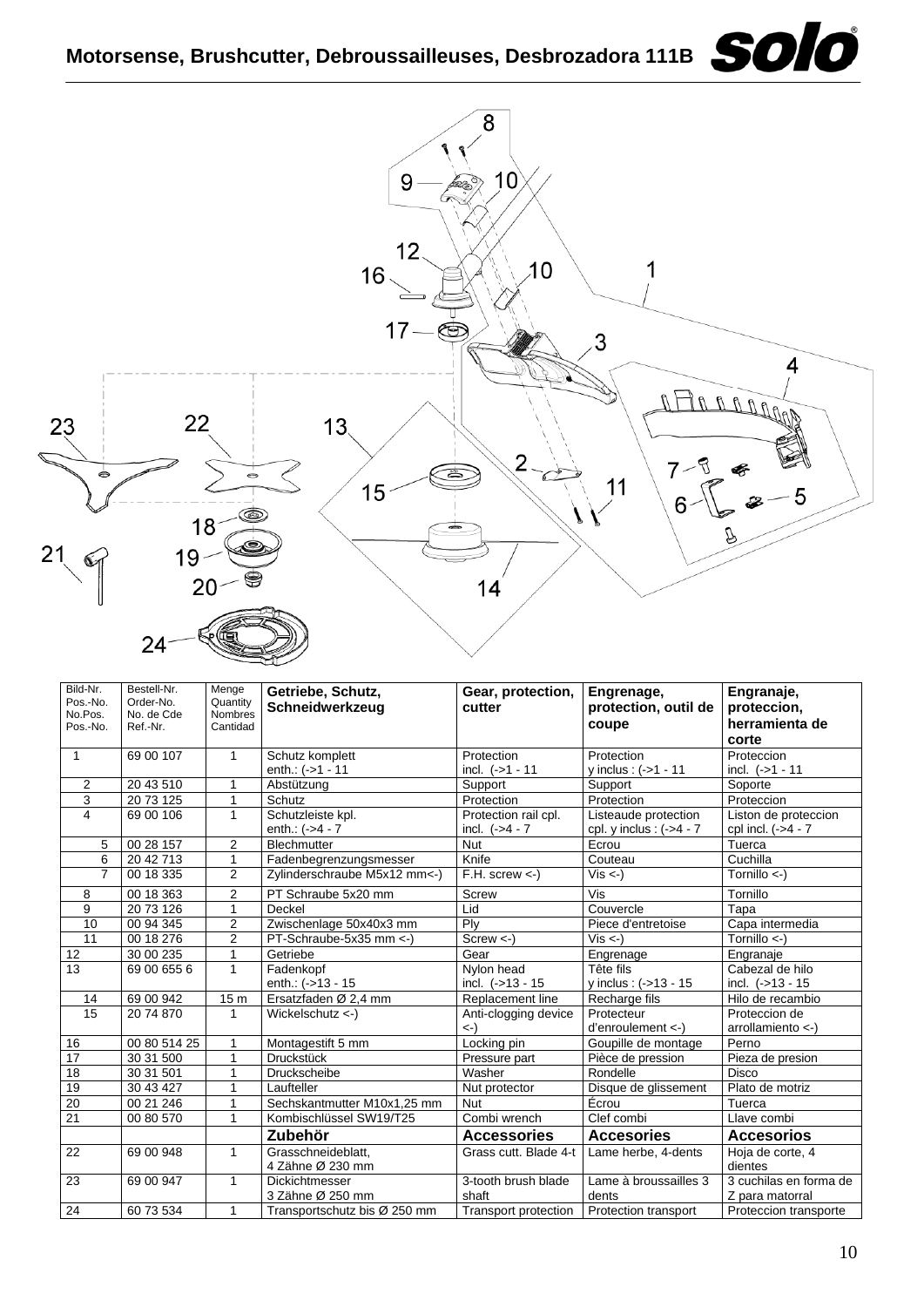# Motorsense, Brushcutter, Debroussailleuses, Desbrozadora 111B

| Bild-Nr. Pos.-No. No.Pos. Pos.-No. | Bestell-Nr. Order-No. No. de Cde Ref.-Nr. | Menge Quantity Nombres Cantidad | Getriebe, Schutz, Schneidwerkzeug | Gear, protection, cutter | Engrenage, protection, outil de coupe | Engranaje, proteccion, herramienta de corte |
|---|---|---|---|---|---|---|
| 1 | 69 00 107 | 1 | Schutz komplett enth.: (->1 - 11 | Protection incl. (->1 - 11 | Protection y inclus : (->1 - 11 | Proteccion incl. (->1 - 11 |
| 2 | 20 43 510 | 1 | Abstützung | Support | Support | Soporte |
| 3 | 20 73 125 | 1 | Schutz | Protection | Protection | Proteccion |
| 4 | 69 00 106 | 1 | Schutzleiste kpl. enth.: (->4 - 7 | Protection rail cpl. incl. (->4 - 7 | Listeaude protection cpl. y inclus : (->4 - 7 | Liston de proteccion cpl incl. (->4 - 7 |
| 5 | 00 28 157 | 2 | Blechmutter | Nut | Ecrou | Tuerca |
| 6 | 20 42 713 | 1 | Fadenbegrenzungsmesser | Knife | Couteau | Cuchilla |
| 7 | 00 18 335 | 2 | Zylinderschraube M5x12 mm<-) | F.H. screw <-) | Vis <-) | Tornillo <-) |
| 8 | 00 18 363 | 2 | PT Schraube 5x20 mm | Screw | Vis | Tornillo |
| 9 | 20 73 126 | 1 | Deckel | Lid | Couvercle | Tapa |
| 10 | 00 94 345 | 2 | Zwischenlage 50x40x3 mm | Ply | Piece d'entretoise | Capa intermedia |
| 11 | 00 18 276 | 2 | PT-Schraube-5x35 mm <-) | Screw <-) | Vis <-) | Tornillo <-) |
| 12 | 30 00 235 | 1 | Getriebe | Gear | Engrenage | Engranaje |
| 13 | 69 00 655 6 | 1 | Fadenkopf enth.: (->13 - 15 | Nylon head incl. (->13 - 15 | Tête fils y inclus : (->13 - 15 | Cabezal de hilo incl. (->13 - 15 |
| 14 | 69 00 942 | 15 m | Ersatzfaden Ø 2,4 mm | Replacement line | Recharge fils | Hilo de recambio |
| 15 | 20 74 870 | 1 | Wickelschutz <-) | Anti-clogging device <-) | Protecteur d'enroulement <-) | Proteccion de arrollamiento <-) |
| 16 | 00 80 514 25 | 1 | Montagestift 5 mm | Locking pin | Goupille de montage | Perno |
| 17 | 30 31 500 | 1 | Druckstück | Pressure part | Pièce de pression | Pieza de presion |
| 18 | 30 31 501 | 1 | Druckscheibe | Washer | Rondelle | Disco |
| 19 | 30 43 427 | 1 | Laufteller | Nut protector | Disque de glissement | Plato de motriz |
| 20 | 00 21 246 | 1 | Sechskantmutter M10x1,25 mm | Nut | Écrou | Tuerca |
| 21 | 00 80 570 | 1 | Kombischlüssel SW19/T25 | Combi wrench | Clef combi | Llave combi |
| | | | **Zubehör** | **Accessories** | **Accesories** | **Accesorios** |
| 22 | 69 00 948 | 1 | Grasschneideblatt, 4 Zähne Ø 230 mm | Grass cutt. Blade 4-t | Lame herbe, 4-dents | Hoja de corte, 4 dientes |
| 23 | 69 00 947 | 1 | Dickichtmesser 3 Zähne Ø 250 mm | 3-tooth brush blade shaft | Lame à broussailles 3 dents | 3 cuchilas en forma de Z para matorral |
| 24 | 60 73 534 | 1 | Transportschutz bis Ø 250 mm | Transport protection | Protection transport | Proteccion transporte |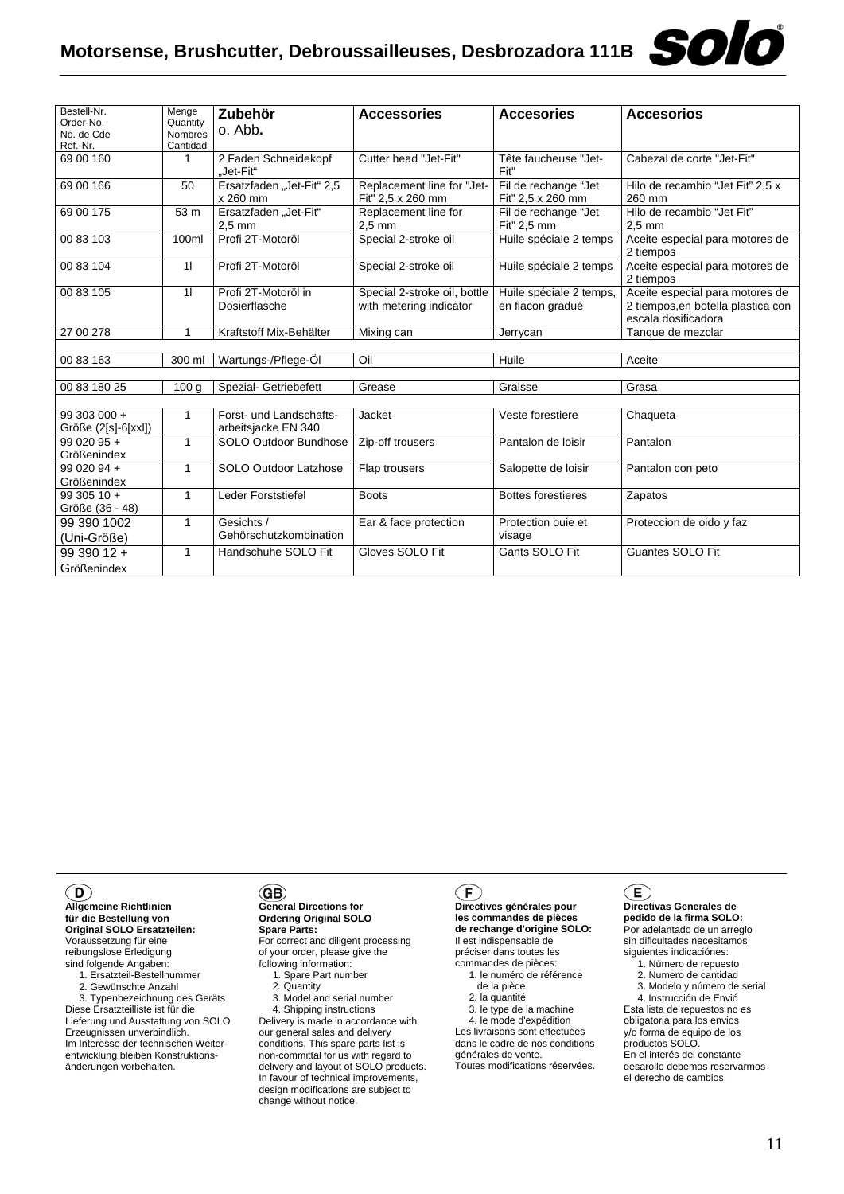# Motorsense, Brushcutter, Debroussailleuses, Desbrozadora 111B

| Bestell-Nr. Order-No. No. de Cde Ref.-Nr. | Menge Quantity Nombres Cantidad | Zubehör o. Abb. | Accessories | Accesories | Accesorios |
|---|---|---|---|---|---|
| 69 00 160 | 1 | 2 Faden Schneidekopf „Jet-Fit“ | Cutter head "Jet-Fit" | Tête faucheuse "Jet-Fit" | Cabezal de corte "Jet-Fit" |
| 69 00 166 | 50 | Ersatzfaden „Jet-Fit“ 2,5 x 260 mm | Replacement line for "Jet-Fit" 2,5 x 260 mm | Fil de rechange "Jet Fit" 2,5 x 260 mm | Hilo de recambio "Jet Fit" 2,5 x 260 mm |
| 69 00 175 | 53 m | Ersatzfaden „Jet-Fit“ 2,5 mm | Replacement line for 2,5 mm | Fil de rechange "Jet Fit" 2,5 mm | Hilo de recambio "Jet Fit" 2,5 mm |
| 00 83 103 | 100ml | Profi 2T-Motoröl | Special 2-stroke oil | Huile spéciale 2 temps | Aceite especial para motores de 2 tiempos |
| 00 83 104 | 1l | Profi 2T-Motoröl | Special 2-stroke oil | Huile spéciale 2 temps | Aceite especial para motores de 2 tiempos |
| 00 83 105 | 1l | Profi 2T-Motoröl in Dosierflasche | Special 2-stroke oil, bottle with metering indicator | Huile spéciale 2 temps, en flacon gradué | Aceite especial para motores de 2 tiempos,en botella plastica con escala dosificadora |
| 27 00 278 | 1 | Kraftstoff Mix-Behälter | Mixing can | Jerrycan | Tanque de mezclar |
| | | | | | |
| 00 83 163 | 300 ml | Wartungs-/Pflege-Öl | Oil | Huile | Aceite |
| | | | | | |
| 00 83 180 25 | 100 g | Spezial- Getriebefett | Grease | Graisse | Grasa |
| | | | | | |
| 99 303 000 + Größe (2[s]-6[xxl]) | 1 | Forst- und Landschafts-arbeitsjacke EN 340 | Jacket | Veste forestiere | Chaqueta |
| 99 020 95 + Größenindex | 1 | SOLO Outdoor Bundhose | Zip-off trousers | Pantalon de loisir | Pantalon |
| 99 020 94 + Größenindex | 1 | SOLO Outdoor Latzhose | Flap trousers | Salopette de loisir | Pantalon con peto |
| 99 305 10 + Größe (36 - 48) | 1 | Leder Forststiefel | Boots | Bottes forestieres | Zapatos |
| 99 390 1002 (Uni-Größe) | 1 | Gesichts / Gehörschutzkombination | Ear & face protection | Protection ouie et visage | Proteccion de oido y faz |
| 99 390 12 + Größenindex | 1 | Handschuhe SOLO Fit | Gloves SOLO Fit | Gants SOLO Fit | Guantes SOLO Fit |

(D)

**Allgemeine Richtlinien für die Bestellung von Original SOLO Ersatzteilen:**
Voraussetzung für eine reibungslose Erledigung sind folgende Angaben:
1. Ersatzteil-Bestellnummer
2. Gewünschte Anzahl
3. Typenbezeichnung des Geräts

Diese Ersatzteilliste ist für die Lieferung und Ausstattung von SOLO Erzeugnissen unverbindlich. Im Interesse der technischen Weiter-entwicklung bleiben Konstruktions-änderungen vorbehalten.

(GB)

**General Directions for Ordering Original SOLO Spare Parts:**
For correct and diligent processing of your order, please give the following information:
1. Spare Part number
2. Quantity
3. Model and serial number
4. Shipping instructions

Delivery is made in accordance with our general sales and delivery conditions. This spare parts list is non-committal for us with regard to delivery and layout of SOLO products. In favour of technical improvements, design modifications are subject to change without notice.

(F)

**Directives générales pour les commandes de pièces de rechange d'origine SOLO:**
Il est indispensable de préciser dans toutes les commandes de pièces:
1. le numéro de référence de la pièce
2. la quantité
3. le type de la machine
4. le mode d'expédition

Les livraisons sont effectuées dans le cadre de nos conditions générales de vente.
Toutes modifications réservées.

(E)

**Directivas Generales de pedido de la firma SOLO:**
Por adelantado de un arreglo sin dificultades necesitamos siguientes indicaciónes:
1. Número de repuesto
2. Numero de cantidad
3. Modelo y número de serial
4. Instrucción de Envió

Esta lista de repuestos no es obligatoria para los envios y/o forma de equipo de los productos SOLO.
En el interés del constante desarollo debemos reservarmos el derecho de cambios.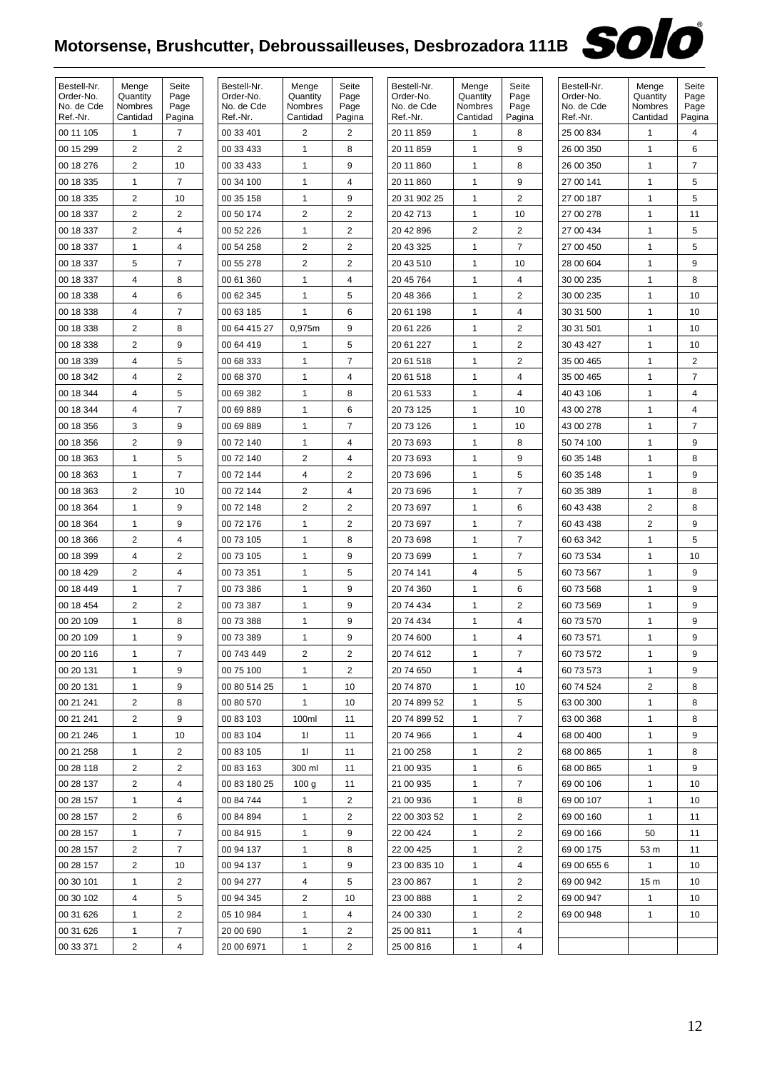# Motorsense, Brushcutter, Debroussailleuses, Desbrozadora 111B

| Bestell-Nr. Order-No. No. de Cde Ref.-Nr. | Menge Quantity Nombres Cantidad | Seite Page Page Pagina |
|---|---|---|
| 00 11 105 | 1 | 7 |
| 00 15 299 | 2 | 2 |
| 00 18 276 | 2 | 10 |
| 00 18 335 | 1 | 7 |
| 00 18 335 | 2 | 10 |
| 00 18 337 | 2 | 2 |
| 00 18 337 | 2 | 4 |
| 00 18 337 | 1 | 4 |
| 00 18 337 | 5 | 7 |
| 00 18 337 | 4 | 8 |
| 00 18 338 | 4 | 6 |
| 00 18 338 | 4 | 7 |
| 00 18 338 | 2 | 8 |
| 00 18 338 | 2 | 9 |
| 00 18 339 | 4 | 5 |
| 00 18 342 | 4 | 2 |
| 00 18 344 | 4 | 5 |
| 00 18 344 | 4 | 7 |
| 00 18 356 | 3 | 9 |
| 00 18 356 | 2 | 9 |
| 00 18 363 | 1 | 5 |
| 00 18 363 | 1 | 7 |
| 00 18 363 | 2 | 10 |
| 00 18 364 | 1 | 9 |
| 00 18 364 | 1 | 9 |
| 00 18 366 | 2 | 4 |
| 00 18 399 | 4 | 2 |
| 00 18 429 | 2 | 4 |
| 00 18 449 | 1 | 7 |
| 00 18 454 | 2 | 2 |
| 00 20 109 | 1 | 8 |
| 00 20 109 | 1 | 9 |
| 00 20 116 | 1 | 7 |
| 00 20 131 | 1 | 9 |
| 00 20 131 | 1 | 9 |
| 00 21 241 | 2 | 8 |
| 00 21 241 | 2 | 9 |
| 00 21 246 | 1 | 10 |
| 00 21 258 | 1 | 2 |
| 00 28 118 | 2 | 2 |
| 00 28 137 | 2 | 4 |
| 00 28 157 | 1 | 4 |
| 00 28 157 | 2 | 6 |
| 00 28 157 | 1 | 7 |
| 00 28 157 | 2 | 7 |
| 00 28 157 | 2 | 10 |
| 00 30 101 | 1 | 2 |
| 00 30 102 | 4 | 5 |
| 00 31 626 | 1 | 2 |
| 00 31 626 | 1 | 7 |
| 00 33 371 | 2 | 4 |
| 00 33 401 | 2 | 2 |
| 00 33 433 | 1 | 8 |
| 00 33 433 | 1 | 9 |
| 00 34 100 | 1 | 4 |
| 00 35 158 | 1 | 9 |
| 00 50 174 | 2 | 2 |
| 00 52 226 | 1 | 2 |
| 00 54 258 | 2 | 2 |
| 00 55 278 | 2 | 2 |
| 00 61 360 | 1 | 4 |
| 00 62 345 | 1 | 5 |
| 00 63 185 | 1 | 6 |
| 00 64 415 27 | 0,975m | 9 |
| 00 64 419 | 1 | 5 |
| 00 68 333 | 1 | 7 |
| 00 68 370 | 1 | 4 |
| 00 69 382 | 1 | 8 |
| 00 69 889 | 1 | 6 |
| 00 69 889 | 1 | 7 |
| 00 72 140 | 1 | 4 |
| 00 72 140 | 2 | 4 |
| 00 72 144 | 4 | 2 |
| 00 72 144 | 2 | 4 |
| 00 72 148 | 2 | 2 |
| 00 72 176 | 1 | 2 |
| 00 73 105 | 1 | 8 |
| 00 73 105 | 1 | 9 |
| 00 73 351 | 1 | 5 |
| 00 73 386 | 1 | 9 |
| 00 73 387 | 1 | 9 |
| 00 73 388 | 1 | 9 |
| 00 73 389 | 1 | 9 |
| 00 743 449 | 2 | 2 |
| 00 75 100 | 1 | 2 |
| 00 80 514 25 | 1 | 10 |
| 00 80 570 | 1 | 10 |
| 00 83 103 | 100ml | 11 |
| 00 83 104 | 1l | 11 |
| 00 83 105 | 1l | 11 |
| 00 83 163 | 300 ml | 11 |
| 00 83 180 25 | 100 g | 11 |
| 00 84 744 | 1 | 2 |
| 00 84 894 | 1 | 2 |
| 00 84 915 | 1 | 9 |
| 00 94 137 | 1 | 8 |
| 00 94 137 | 1 | 9 |
| 00 94 277 | 4 | 5 |
| 00 94 345 | 2 | 10 |
| 05 10 984 | 1 | 4 |
| 20 00 690 | 1 | 2 |
| 20 00 6971 | 1 | 2 |
| 20 11 859 | 1 | 8 |
| 20 11 859 | 1 | 9 |
| 20 11 860 | 1 | 8 |
| 20 11 860 | 1 | 9 |
| 20 31 902 25 | 1 | 2 |
| 20 42 713 | 1 | 10 |
| 20 42 896 | 2 | 2 |
| 20 43 325 | 1 | 7 |
| 20 43 510 | 1 | 10 |
| 20 45 764 | 1 | 4 |
| 20 48 366 | 1 | 2 |
| 20 61 198 | 1 | 4 |
| 20 61 226 | 1 | 2 |
| 20 61 227 | 1 | 2 |
| 20 61 518 | 1 | 2 |
| 20 61 518 | 1 | 4 |
| 20 61 533 | 1 | 4 |
| 20 73 125 | 1 | 10 |
| 20 73 126 | 1 | 10 |
| 20 73 693 | 1 | 8 |
| 20 73 693 | 1 | 9 |
| 20 73 696 | 1 | 5 |
| 20 73 696 | 1 | 7 |
| 20 73 697 | 1 | 6 |
| 20 73 697 | 1 | 7 |
| 20 73 698 | 1 | 7 |
| 20 73 699 | 1 | 7 |
| 20 74 141 | 4 | 5 |
| 20 74 360 | 1 | 6 |
| 20 74 434 | 1 | 2 |
| 20 74 434 | 1 | 4 |
| 20 74 600 | 1 | 4 |
| 20 74 612 | 1 | 7 |
| 20 74 650 | 1 | 4 |
| 20 74 870 | 1 | 10 |
| 20 74 899 52 | 1 | 5 |
| 20 74 899 52 | 1 | 7 |
| 20 74 966 | 1 | 4 |
| 21 00 258 | 1 | 2 |
| 21 00 935 | 1 | 6 |
| 21 00 935 | 1 | 7 |
| 21 00 936 | 1 | 8 |
| 22 00 303 52 | 1 | 2 |
| 22 00 424 | 1 | 2 |
| 22 00 425 | 1 | 2 |
| 23 00 835 10 | 1 | 4 |
| 23 00 867 | 1 | 2 |
| 23 00 888 | 1 | 2 |
| 24 00 330 | 1 | 2 |
| 25 00 811 | 1 | 4 |
| 25 00 816 | 1 | 4 |
| 25 00 834 | 1 | 4 |
| 26 00 350 | 1 | 6 |
| 26 00 350 | 1 | 7 |
| 27 00 141 | 1 | 5 |
| 27 00 187 | 1 | 5 |
| 27 00 278 | 1 | 11 |
| 27 00 434 | 1 | 5 |
| 27 00 450 | 1 | 5 |
| 28 00 604 | 1 | 9 |
| 30 00 235 | 1 | 8 |
| 30 00 235 | 1 | 10 |
| 30 31 500 | 1 | 10 |
| 30 31 501 | 1 | 10 |
| 30 43 427 | 1 | 10 |
| 35 00 465 | 1 | 2 |
| 35 00 465 | 1 | 7 |
| 40 43 106 | 1 | 4 |
| 43 00 278 | 1 | 4 |
| 43 00 278 | 1 | 7 |
| 50 74 100 | 1 | 9 |
| 60 35 148 | 1 | 8 |
| 60 35 148 | 1 | 9 |
| 60 35 389 | 1 | 8 |
| 60 43 438 | 2 | 8 |
| 60 43 438 | 2 | 9 |
| 60 63 342 | 1 | 5 |
| 60 73 534 | 1 | 10 |
| 60 73 567 | 1 | 9 |
| 60 73 568 | 1 | 9 |
| 60 73 569 | 1 | 9 |
| 60 73 570 | 1 | 9 |
| 60 73 571 | 1 | 9 |
| 60 73 572 | 1 | 9 |
| 60 73 573 | 1 | 9 |
| 60 74 524 | 2 | 8 |
| 63 00 300 | 1 | 8 |
| 63 00 368 | 1 | 8 |
| 68 00 400 | 1 | 9 |
| 68 00 865 | 1 | 8 |
| 68 00 865 | 1 | 9 |
| 69 00 106 | 1 | 10 |
| 69 00 107 | 1 | 10 |
| 69 00 160 | 1 | 11 |
| 69 00 166 | 50 | 11 |
| 69 00 175 | 53 m | 11 |
| 69 00 655 6 | 1 | 10 |
| 69 00 942 | 15 m | 10 |
| 69 00 947 | 1 | 10 |
| 69 00 948 | 1 | 10 |